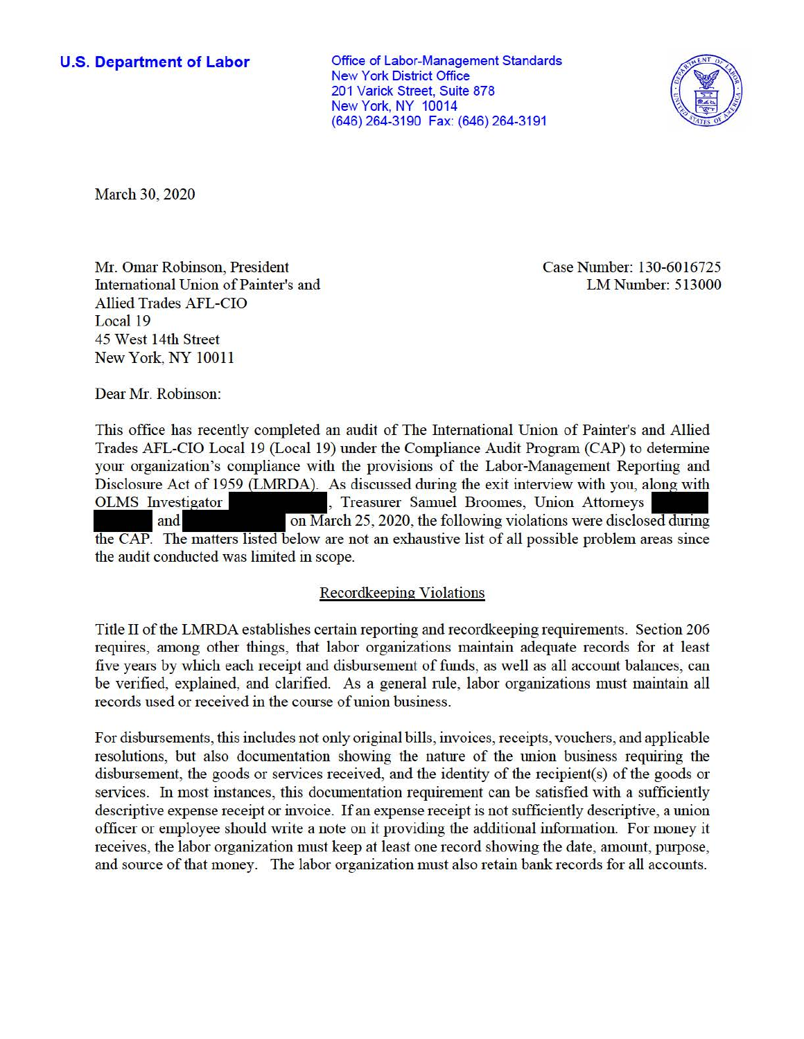**U.S. Department of Labor**

Office of Labor-Management Standards
New York District Office
201 Varick Street, Suite 878
New York, NY 10014
(646) 264-3190 Fax: (646) 264-3191

March 30, 2020

Mr. Omar Robinson, President
International Union of Painter's and
Allied Trades AFL-CIO
Local 19
45 West 14th Street
New York, NY 10011

Case Number: 130-6016725
LM Number: 513000

Dear Mr. Robinson:

This office has recently completed an audit of The International Union of Painter's and Allied Trades AFL-CIO Local 19 (Local 19) under the Compliance Audit Program (CAP) to determine your organization's compliance with the provisions of the Labor-Management Reporting and Disclosure Act of 1959 (LMRDA). As discussed during the exit interview with you, along with OLMS Investigator [REDACTED], Treasurer Samuel Broomes, Union Attorneys [REDACTED] and [REDACTED] on March 25, 2020, the following violations were disclosed during the CAP. The matters listed below are not an exhaustive list of all possible problem areas since the audit conducted was limited in scope.

## Recordkeeping Violations

Title II of the LMRDA establishes certain reporting and recordkeeping requirements. Section 206 requires, among other things, that labor organizations maintain adequate records for at least five years by which each receipt and disbursement of funds, as well as all account balances, can be verified, explained, and clarified. As a general rule, labor organizations must maintain all records used or received in the course of union business.

For disbursements, this includes not only original bills, invoices, receipts, vouchers, and applicable resolutions, but also documentation showing the nature of the union business requiring the disbursement, the goods or services received, and the identity of the recipient(s) of the goods or services. In most instances, this documentation requirement can be satisfied with a sufficiently descriptive expense receipt or invoice. If an expense receipt is not sufficiently descriptive, a union officer or employee should write a note on it providing the additional information. For money it receives, the labor organization must keep at least one record showing the date, amount, purpose, and source of that money. The labor organization must also retain bank records for all accounts.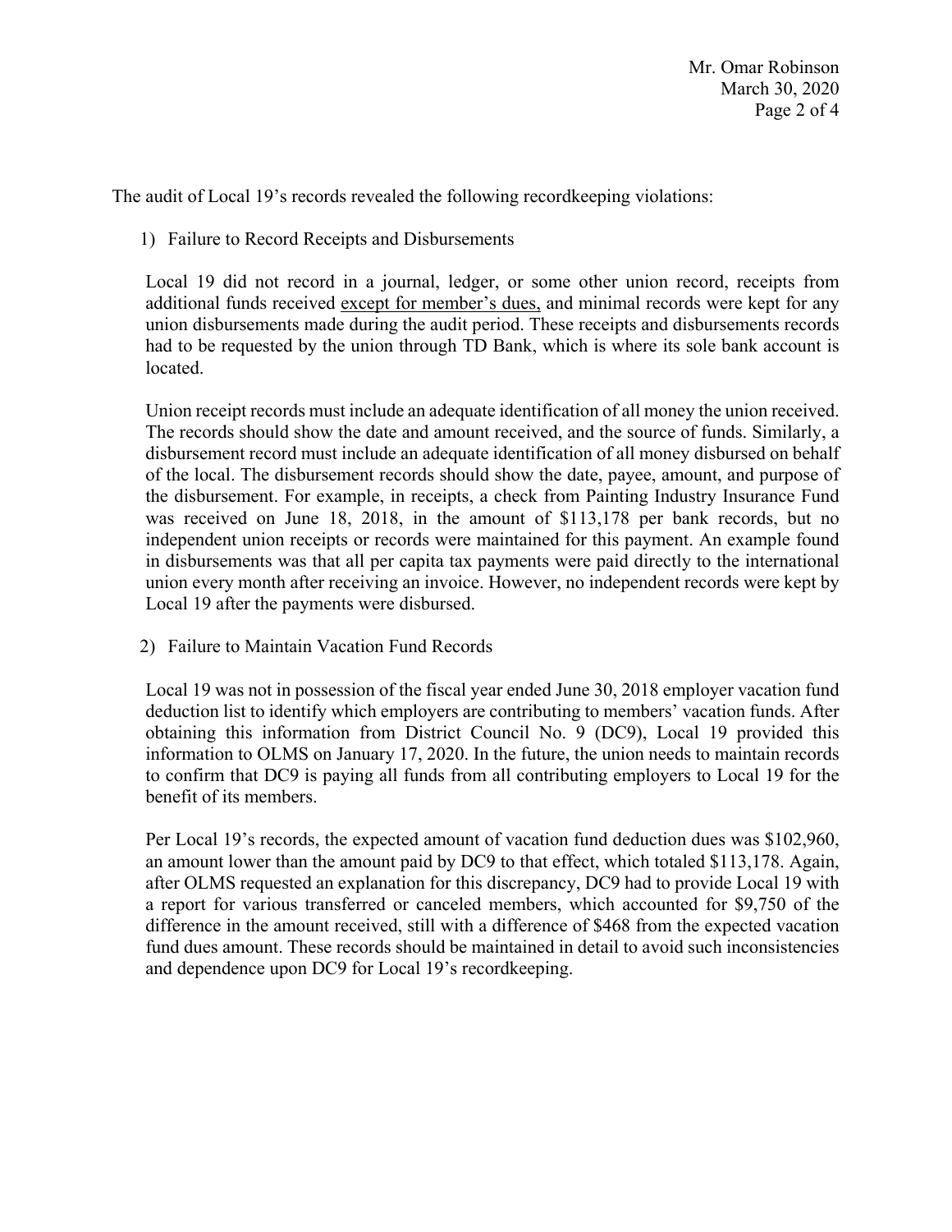The audit of Local 19's records revealed the following recordkeeping violations:

1) Failure to Record Receipts and Disbursements

   Local 19 did not record in a journal, ledger, or some other union record, receipts from additional funds received <u>except for member's dues,</u> and minimal records were kept for any union disbursements made during the audit period. These receipts and disbursements records had to be requested by the union through TD Bank, which is where its sole bank account is located.

   Union receipt records must include an adequate identification of all money the union received. The records should show the date and amount received, and the source of funds. Similarly, a disbursement record must include an adequate identification of all money disbursed on behalf of the local. The disbursement records should show the date, payee, amount, and purpose of the disbursement. For example, in receipts, a check from Painting Industry Insurance Fund was received on June 18, 2018, in the amount of $113,178 per bank records, but no independent union receipts or records were maintained for this payment. An example found in disbursements was that all per capita tax payments were paid directly to the international union every month after receiving an invoice. However, no independent records were kept by Local 19 after the payments were disbursed.

2) Failure to Maintain Vacation Fund Records

   Local 19 was not in possession of the fiscal year ended June 30, 2018 employer vacation fund deduction list to identify which employers are contributing to members' vacation funds. After obtaining this information from District Council No. 9 (DC9), Local 19 provided this information to OLMS on January 17, 2020. In the future, the union needs to maintain records to confirm that DC9 is paying all funds from all contributing employers to Local 19 for the benefit of its members.

   Per Local 19's records, the expected amount of vacation fund deduction dues was $102,960, an amount lower than the amount paid by DC9 to that effect, which totaled $113,178. Again, after OLMS requested an explanation for this discrepancy, DC9 had to provide Local 19 with a report for various transferred or canceled members, which accounted for $9,750 of the difference in the amount received, still with a difference of $468 from the expected vacation fund dues amount. These records should be maintained in detail to avoid such inconsistencies and dependence upon DC9 for Local 19's recordkeeping.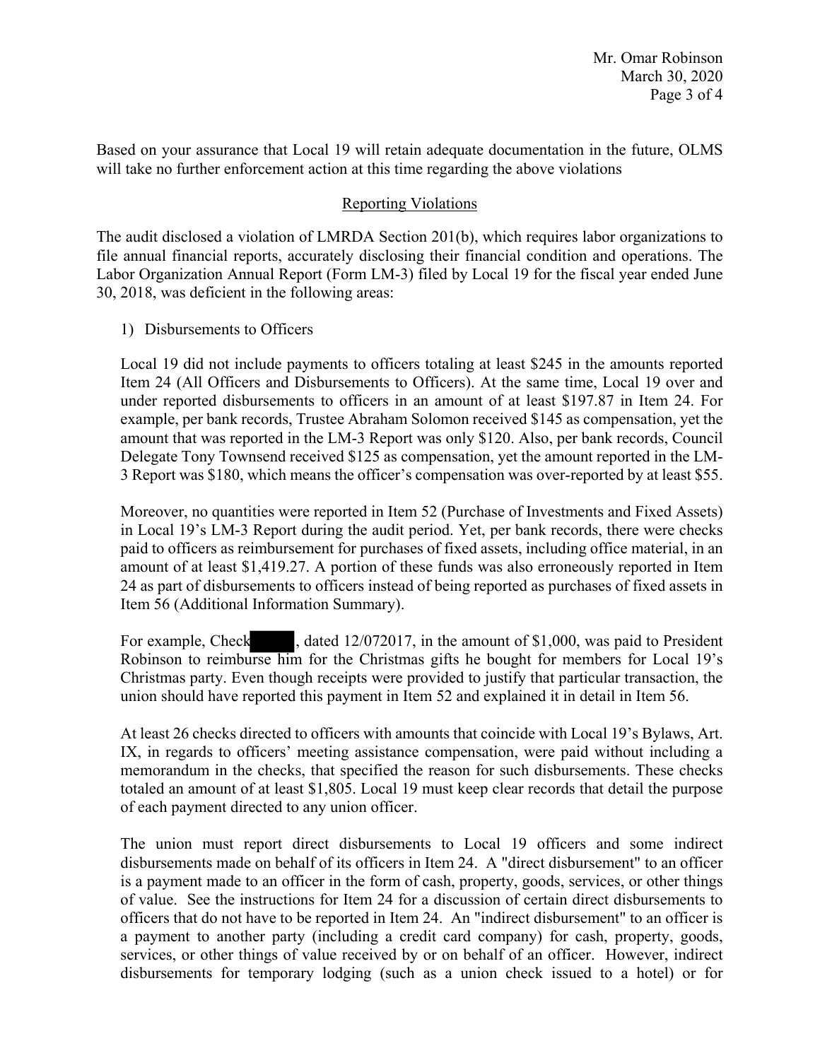Based on your assurance that Local 19 will retain adequate documentation in the future, OLMS will take no further enforcement action at this time regarding the above violations

## Reporting Violations

The audit disclosed a violation of LMRDA Section 201(b), which requires labor organizations to file annual financial reports, accurately disclosing their financial condition and operations. The Labor Organization Annual Report (Form LM-3) filed by Local 19 for the fiscal year ended June 30, 2018, was deficient in the following areas:

1) Disbursements to Officers

Local 19 did not include payments to officers totaling at least $245 in the amounts reported Item 24 (All Officers and Disbursements to Officers). At the same time, Local 19 over and under reported disbursements to officers in an amount of at least $197.87 in Item 24. For example, per bank records, Trustee Abraham Solomon received $145 as compensation, yet the amount that was reported in the LM-3 Report was only $120. Also, per bank records, Council Delegate Tony Townsend received $125 as compensation, yet the amount reported in the LM-3 Report was $180, which means the officer's compensation was over-reported by at least $55.

Moreover, no quantities were reported in Item 52 (Purchase of Investments and Fixed Assets) in Local 19's LM-3 Report during the audit period. Yet, per bank records, there were checks paid to officers as reimbursement for purchases of fixed assets, including office material, in an amount of at least $1,419.27. A portion of these funds was also erroneously reported in Item 24 as part of disbursements to officers instead of being reported as purchases of fixed assets in Item 56 (Additional Information Summary).

For example, Check [redacted], dated 12/072017, in the amount of $1,000, was paid to President Robinson to reimburse him for the Christmas gifts he bought for members for Local 19's Christmas party. Even though receipts were provided to justify that particular transaction, the union should have reported this payment in Item 52 and explained it in detail in Item 56.

At least 26 checks directed to officers with amounts that coincide with Local 19's Bylaws, Art. IX, in regards to officers' meeting assistance compensation, were paid without including a memorandum in the checks, that specified the reason for such disbursements. These checks totaled an amount of at least $1,805. Local 19 must keep clear records that detail the purpose of each payment directed to any union officer.

The union must report direct disbursements to Local 19 officers and some indirect disbursements made on behalf of its officers in Item 24. A "direct disbursement" to an officer is a payment made to an officer in the form of cash, property, goods, services, or other things of value. See the instructions for Item 24 for a discussion of certain direct disbursements to officers that do not have to be reported in Item 24. An "indirect disbursement" to an officer is a payment to another party (including a credit card company) for cash, property, goods, services, or other things of value received by or on behalf of an officer. However, indirect disbursements for temporary lodging (such as a union check issued to a hotel) or for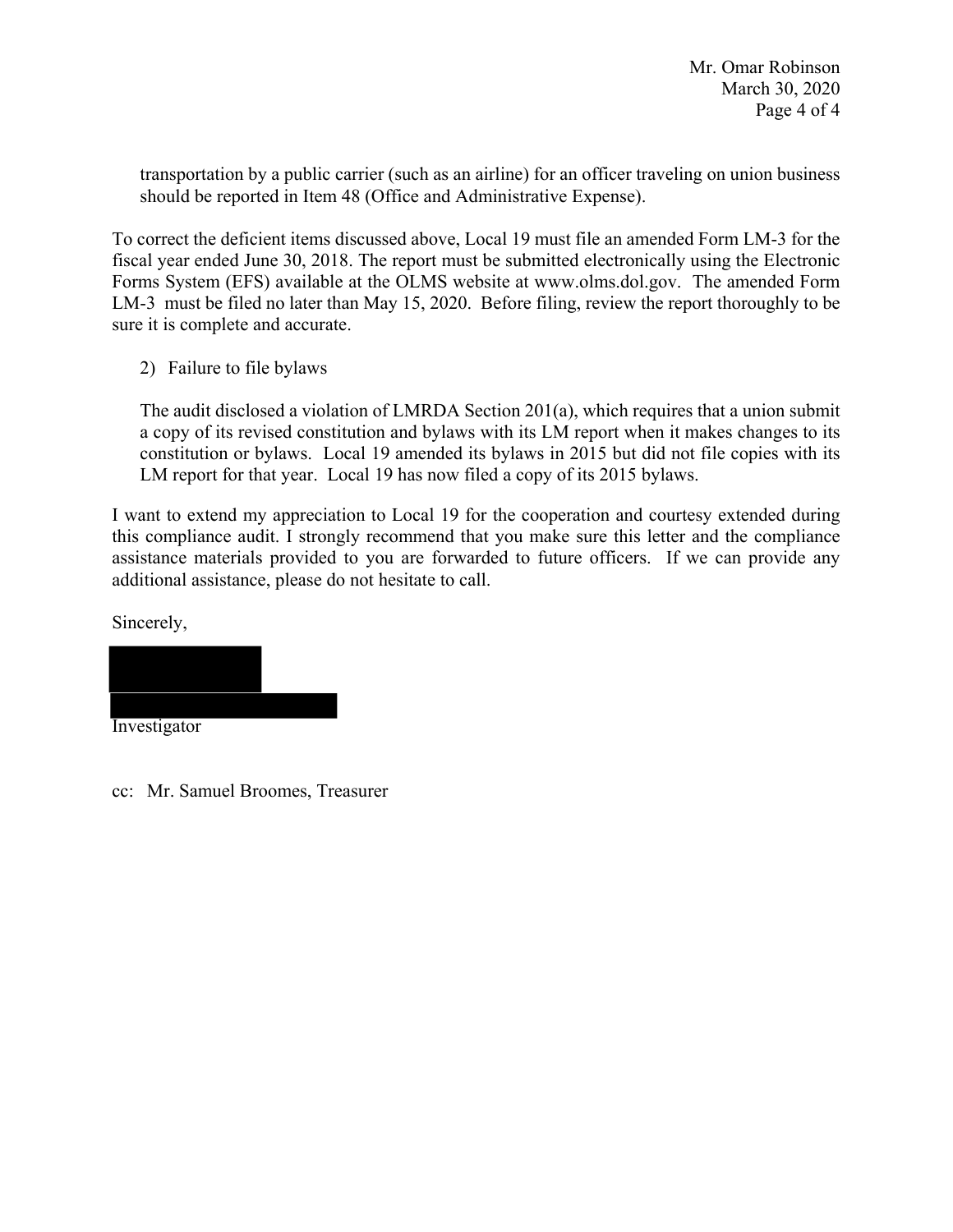transportation by a public carrier (such as an airline) for an officer traveling on union business should be reported in Item 48 (Office and Administrative Expense).

To correct the deficient items discussed above, Local 19 must file an amended Form LM-3 for the fiscal year ended June 30, 2018. The report must be submitted electronically using the Electronic Forms System (EFS) available at the OLMS website at www.olms.dol.gov. The amended Form LM-3 must be filed no later than May 15, 2020. Before filing, review the report thoroughly to be sure it is complete and accurate.

2) Failure to file bylaws

The audit disclosed a violation of LMRDA Section 201(a), which requires that a union submit a copy of its revised constitution and bylaws with its LM report when it makes changes to its constitution or bylaws. Local 19 amended its bylaws in 2015 but did not file copies with its LM report for that year. Local 19 has now filed a copy of its 2015 bylaws.

I want to extend my appreciation to Local 19 for the cooperation and courtesy extended during this compliance audit. I strongly recommend that you make sure this letter and the compliance assistance materials provided to you are forwarded to future officers. If we can provide any additional assistance, please do not hesitate to call.

Sincerely,

Investigator

cc: Mr. Samuel Broomes, Treasurer